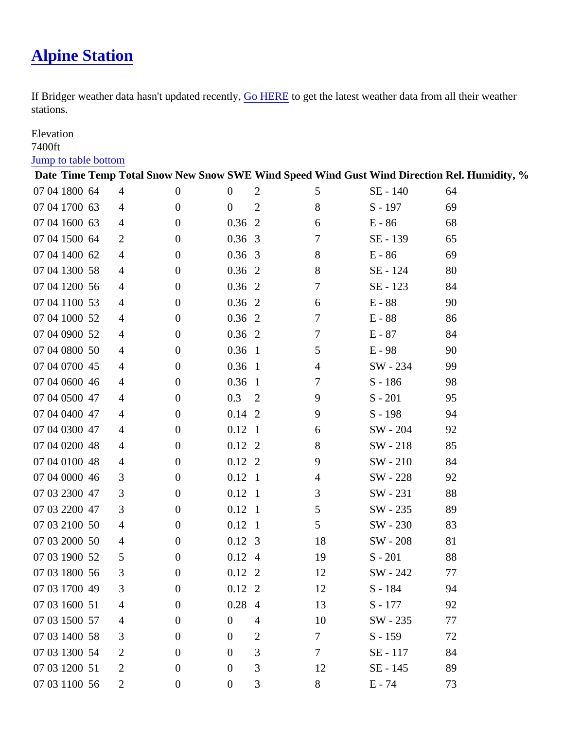# Alpine Station

If Bridger weather data hasn't updated recently, Go HERE to get the latest weather data from all their weather stations.

Elevation
7400ft
Jump to table bottom

| Date | Time | Temp | Total Snow | New Snow | SWE | Wind Speed | Wind Gust | Wind Direction | Rel. Humidity, % |
|---|---|---|---|---|---|---|---|---|---|
| 07 04 | 1800 | 64 | 4 | 0 | 0 | 2 | 5 | SE - 140 | 64 |
| 07 04 | 1700 | 63 | 4 | 0 | 0 | 2 | 8 | S - 197 | 69 |
| 07 04 | 1600 | 63 | 4 | 0 | 0.36 | 2 | 6 | E - 86 | 68 |
| 07 04 | 1500 | 64 | 2 | 0 | 0.36 | 3 | 7 | SE - 139 | 65 |
| 07 04 | 1400 | 62 | 4 | 0 | 0.36 | 3 | 8 | E - 86 | 69 |
| 07 04 | 1300 | 58 | 4 | 0 | 0.36 | 2 | 8 | SE - 124 | 80 |
| 07 04 | 1200 | 56 | 4 | 0 | 0.36 | 2 | 7 | SE - 123 | 84 |
| 07 04 | 1100 | 53 | 4 | 0 | 0.36 | 2 | 6 | E - 88 | 90 |
| 07 04 | 1000 | 52 | 4 | 0 | 0.36 | 2 | 7 | E - 88 | 86 |
| 07 04 | 0900 | 52 | 4 | 0 | 0.36 | 2 | 7 | E - 87 | 84 |
| 07 04 | 0800 | 50 | 4 | 0 | 0.36 | 1 | 5 | E - 98 | 90 |
| 07 04 | 0700 | 45 | 4 | 0 | 0.36 | 1 | 4 | SW - 234 | 99 |
| 07 04 | 0600 | 46 | 4 | 0 | 0.36 | 1 | 7 | S - 186 | 98 |
| 07 04 | 0500 | 47 | 4 | 0 | 0.3 | 2 | 9 | S - 201 | 95 |
| 07 04 | 0400 | 47 | 4 | 0 | 0.14 | 2 | 9 | S - 198 | 94 |
| 07 04 | 0300 | 47 | 4 | 0 | 0.12 | 1 | 6 | SW - 204 | 92 |
| 07 04 | 0200 | 48 | 4 | 0 | 0.12 | 2 | 8 | SW - 218 | 85 |
| 07 04 | 0100 | 48 | 4 | 0 | 0.12 | 2 | 9 | SW - 210 | 84 |
| 07 04 | 0000 | 46 | 3 | 0 | 0.12 | 1 | 4 | SW - 228 | 92 |
| 07 03 | 2300 | 47 | 3 | 0 | 0.12 | 1 | 3 | SW - 231 | 88 |
| 07 03 | 2200 | 47 | 3 | 0 | 0.12 | 1 | 5 | SW - 235 | 89 |
| 07 03 | 2100 | 50 | 4 | 0 | 0.12 | 1 | 5 | SW - 230 | 83 |
| 07 03 | 2000 | 50 | 4 | 0 | 0.12 | 3 | 18 | SW - 208 | 81 |
| 07 03 | 1900 | 52 | 5 | 0 | 0.12 | 4 | 19 | S - 201 | 88 |
| 07 03 | 1800 | 56 | 3 | 0 | 0.12 | 2 | 12 | SW - 242 | 77 |
| 07 03 | 1700 | 49 | 3 | 0 | 0.12 | 2 | 12 | S - 184 | 94 |
| 07 03 | 1600 | 51 | 4 | 0 | 0.28 | 4 | 13 | S - 177 | 92 |
| 07 03 | 1500 | 57 | 4 | 0 | 0 | 4 | 10 | SW - 235 | 77 |
| 07 03 | 1400 | 58 | 3 | 0 | 0 | 2 | 7 | S - 159 | 72 |
| 07 03 | 1300 | 54 | 2 | 0 | 0 | 3 | 7 | SE - 117 | 84 |
| 07 03 | 1200 | 51 | 2 | 0 | 0 | 3 | 12 | SE - 145 | 89 |
| 07 03 | 1100 | 56 | 2 | 0 | 0 | 3 | 8 | E - 74 | 73 |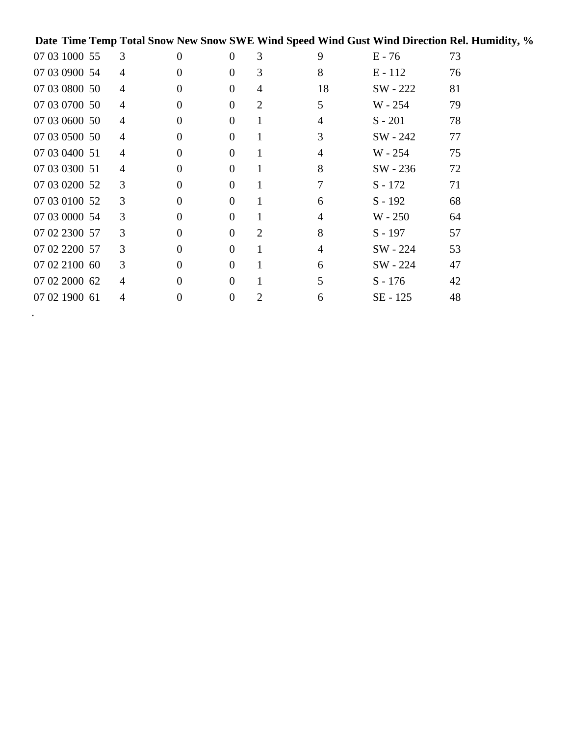| Date | Time | Temp | Total Snow | New Snow | SWE | Wind Speed | Wind Gust | Wind Direction | Rel. Humidity, % |
|---|---|---|---|---|---|---|---|---|---|
| 07 03 | 1000 | 55 | 3 | 0 | 0 | 3 | 9 | E - 76 | 73 |
| 07 03 | 0900 | 54 | 4 | 0 | 0 | 3 | 8 | E - 112 | 76 |
| 07 03 | 0800 | 50 | 4 | 0 | 0 | 4 | 18 | SW - 222 | 81 |
| 07 03 | 0700 | 50 | 4 | 0 | 0 | 2 | 5 | W - 254 | 79 |
| 07 03 | 0600 | 50 | 4 | 0 | 0 | 1 | 4 | S - 201 | 78 |
| 07 03 | 0500 | 50 | 4 | 0 | 0 | 1 | 3 | SW - 242 | 77 |
| 07 03 | 0400 | 51 | 4 | 0 | 0 | 1 | 4 | W - 254 | 75 |
| 07 03 | 0300 | 51 | 4 | 0 | 0 | 1 | 8 | SW - 236 | 72 |
| 07 03 | 0200 | 52 | 3 | 0 | 0 | 1 | 7 | S - 172 | 71 |
| 07 03 | 0100 | 52 | 3 | 0 | 0 | 1 | 6 | S - 192 | 68 |
| 07 03 | 0000 | 54 | 3 | 0 | 0 | 1 | 4 | W - 250 | 64 |
| 07 02 | 2300 | 57 | 3 | 0 | 0 | 2 | 8 | S - 197 | 57 |
| 07 02 | 2200 | 57 | 3 | 0 | 0 | 1 | 4 | SW - 224 | 53 |
| 07 02 | 2100 | 60 | 3 | 0 | 0 | 1 | 6 | SW - 224 | 47 |
| 07 02 | 2000 | 62 | 4 | 0 | 0 | 1 | 5 | S - 176 | 42 |
| 07 02 | 1900 | 61 | 4 | 0 | 0 | 2 | 6 | SE - 125 | 48 |

.